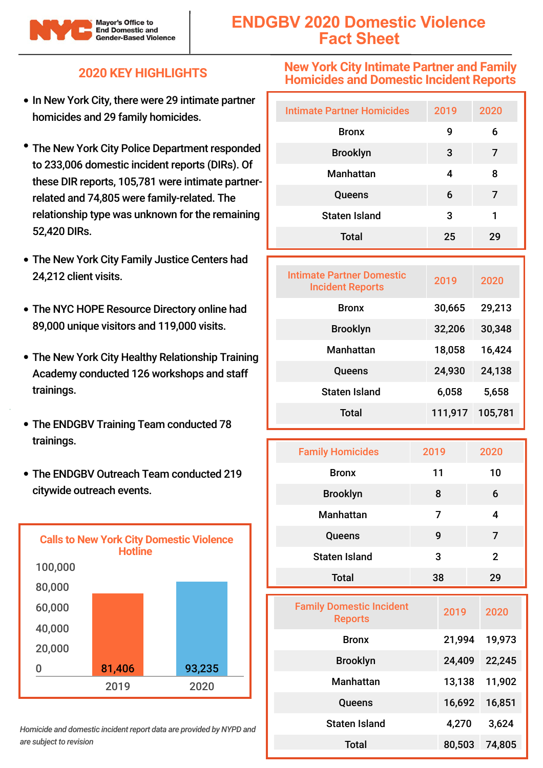NYC Mayor's Office to End Domestic and Gender-Based Violence

# ENDGBV 2020 Domestic Violence Fact Sheet

## 2020 KEY HIGHLIGHTS

- In New York City, there were 29 intimate partner homicides and 29 family homicides.
- The New York City Police Department responded to 233,006 domestic incident reports (DIRs). Of these DIR reports, 105,781 were intimate partner-related and 74,805 were family-related. The relationship type was unknown for the remaining 52,420 DIRs.
- The New York City Family Justice Centers had 24,212 client visits.
- The NYC HOPE Resource Directory online had 89,000 unique visitors and 119,000 visits.
- The New York City Healthy Relationship Training Academy conducted 126 workshops and staff trainings.
- The ENDGBV Training Team conducted 78 trainings.
- The ENDGBV Outreach Team conducted 219 citywide outreach events.

### Calls to New York City Domestic Violence Hotline

| Year | Calls |
| --- | --- |
| 2019 | 81,406 |
| 2020 | 93,235 |

*Homicide and domestic incident report data are provided by NYPD and are subject to revision*

## New York City Intimate Partner and Family Homicides and Domestic Incident Reports

| Intimate Partner Homicides | 2019 | 2020 |
| --- | --- | --- |
| Bronx | 9 | 6 |
| Brooklyn | 3 | 7 |
| Manhattan | 4 | 8 |
| Queens | 6 | 7 |
| Staten Island | 3 | 1 |
| Total | 25 | 29 |

| Intimate Partner Domestic Incident Reports | 2019 | 2020 |
| --- | --- | --- |
| Bronx | 30,665 | 29,213 |
| Brooklyn | 32,206 | 30,348 |
| Manhattan | 18,058 | 16,424 |
| Queens | 24,930 | 24,138 |
| Staten Island | 6,058 | 5,658 |
| Total | 111,917 | 105,781 |

| Family Homicides | 2019 | 2020 |
| --- | --- | --- |
| Bronx | 11 | 10 |
| Brooklyn | 8 | 6 |
| Manhattan | 7 | 4 |
| Queens | 9 | 7 |
| Staten Island | 3 | 2 |
| Total | 38 | 29 |

| Family Domestic Incident Reports | 2019 | 2020 |
| --- | --- | --- |
| Bronx | 21,994 | 19,973 |
| Brooklyn | 24,409 | 22,245 |
| Manhattan | 13,138 | 11,902 |
| Queens | 16,692 | 16,851 |
| Staten Island | 4,270 | 3,624 |
| Total | 80,503 | 74,805 |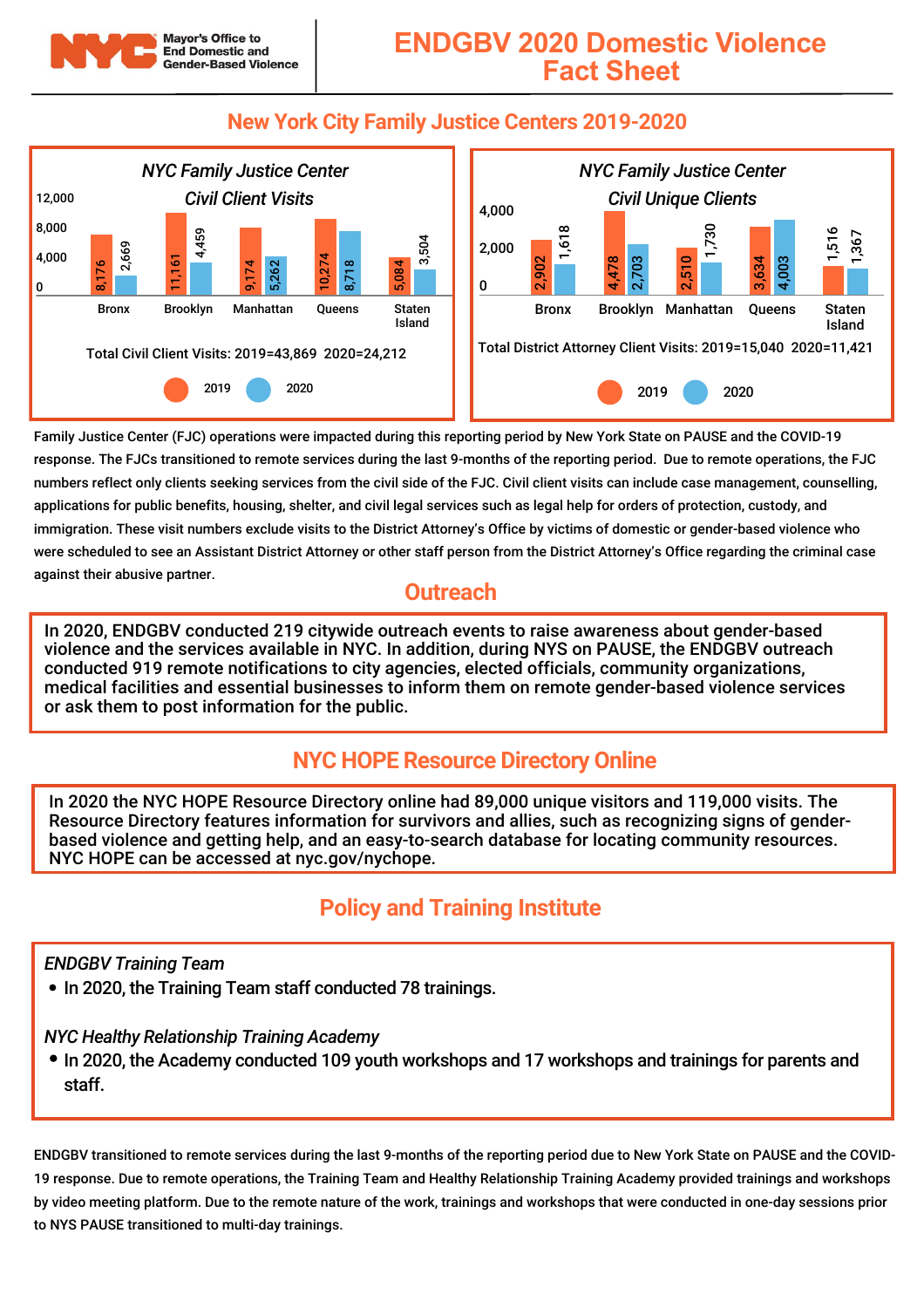Mayor's Office to End Domestic and Gender-Based Violence

# ENDGBV 2020 Domestic Violence Fact Sheet

## New York City Family Justice Centers 2019-2020

*NYC Family Justice Center Civil Client Visits*

12,000
8,000
4,000
0

8,176 2,669 Bronx
11,161 4,459 Brooklyn
9,174 5,262 Manhattan
10,274 8,718 Queens
5,084 3,504 Staten Island

Total Civil Client Visits: 2019=43,869 2020=24,212

2019 2020

*NYC Family Justice Center Civil Unique Clients*

4,000
2,000
0

2,902 1,618 Bronx
4,478 2,703 Brooklyn
2,510 1,730 Manhattan
3,634 4,003 Queens
1,516 1,367 Staten Island

Total District Attorney Client Visits: 2019=15,040 2020=11,421

2019 2020

Family Justice Center (FJC) operations were impacted during this reporting period by New York State on PAUSE and the COVID-19 response. The FJCs transitioned to remote services during the last 9-months of the reporting period. Due to remote operations, the FJC numbers reflect only clients seeking services from the civil side of the FJC. Civil client visits can include case management, counselling, applications for public benefits, housing, shelter, and civil legal services such as legal help for orders of protection, custody, and immigration. These visit numbers exclude visits to the District Attorney's Office by victims of domestic or gender-based violence who were scheduled to see an Assistant District Attorney or other staff person from the District Attorney's Office regarding the criminal case against their abusive partner.

## Outreach

In 2020, ENDGBV conducted 219 citywide outreach events to raise awareness about gender-based violence and the services available in NYC. In addition, during NYS on PAUSE, the ENDGBV outreach conducted 919 remote notifications to city agencies, elected officials, community organizations, medical facilities and essential businesses to inform them on remote gender-based violence services or ask them to post information for the public.

## NYC HOPE Resource Directory Online

In 2020 the NYC HOPE Resource Directory online had 89,000 unique visitors and 119,000 visits. The Resource Directory features information for survivors and allies, such as recognizing signs of gender-based violence and getting help, and an easy-to-search database for locating community resources. NYC HOPE can be accessed at nyc.gov/nychope.

## Policy and Training Institute

*ENDGBV Training Team*

- In 2020, the Training Team staff conducted 78 trainings.

*NYC Healthy Relationship Training Academy*

- In 2020, the Academy conducted 109 youth workshops and 17 workshops and trainings for parents and staff.

ENDGBV transitioned to remote services during the last 9-months of the reporting period due to New York State on PAUSE and the COVID-19 response. Due to remote operations, the Training Team and Healthy Relationship Training Academy provided trainings and workshops by video meeting platform. Due to the remote nature of the work, trainings and workshops that were conducted in one-day sessions prior to NYS PAUSE transitioned to multi-day trainings.